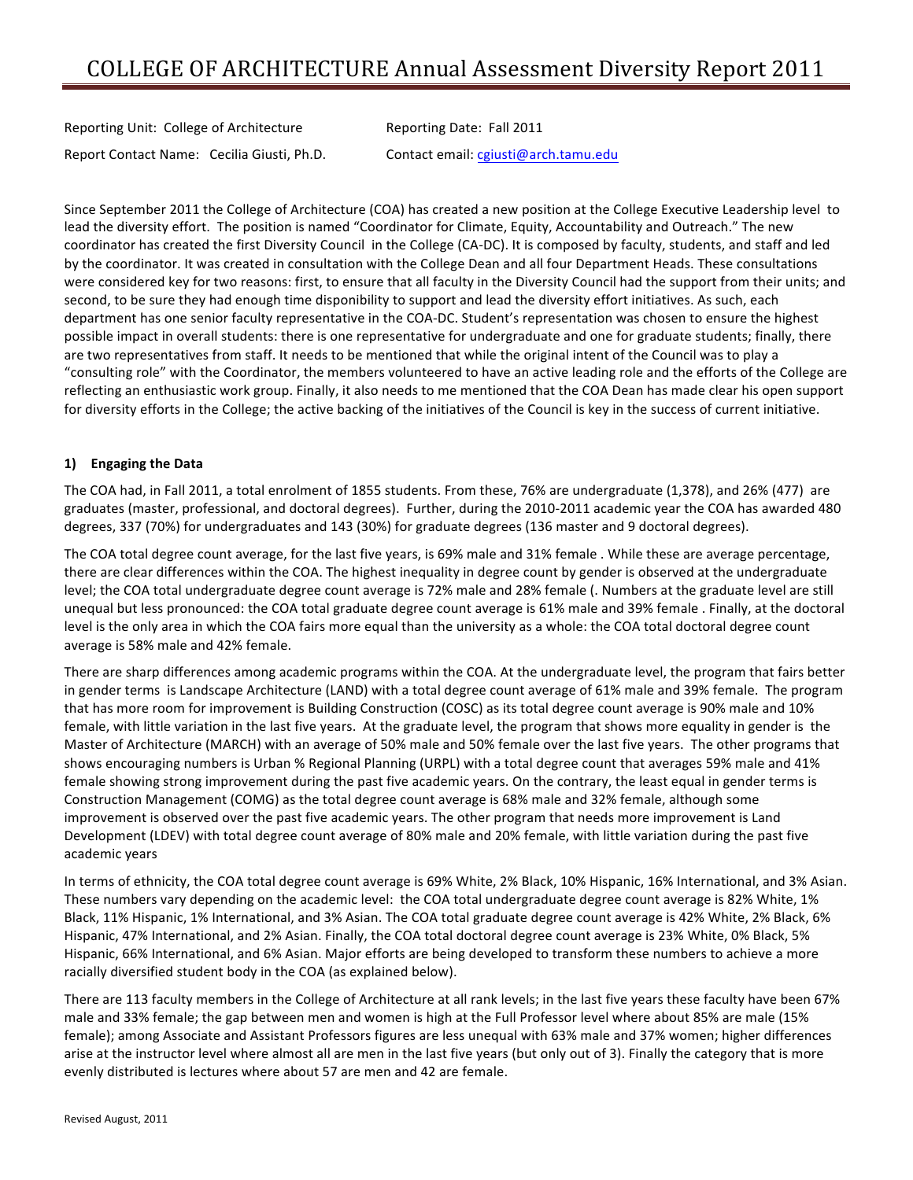# COLLEGE OF ARCHITECTURE Annual Assessment Diversity Report 2011

Reporting Unit: College of Architecture    Reporting Date: Fall 2011

Report Contact Name: Cecilia Giusti, Ph.D.    Contact email: cgiusti@arch.tamu.edu

Since September 2011 the College of Architecture (COA) has created a new position at the College Executive Leadership level to lead the diversity effort. The position is named "Coordinator for Climate, Equity, Accountability and Outreach." The new coordinator has created the first Diversity Council in the College (CA-DC). It is composed by faculty, students, and staff and led by the coordinator. It was created in consultation with the College Dean and all four Department Heads. These consultations were considered key for two reasons: first, to ensure that all faculty in the Diversity Council had the support from their units; and second, to be sure they had enough time disponibility to support and lead the diversity effort initiatives. As such, each department has one senior faculty representative in the COA-DC. Student's representation was chosen to ensure the highest possible impact in overall students: there is one representative for undergraduate and one for graduate students; finally, there are two representatives from staff. It needs to be mentioned that while the original intent of the Council was to play a "consulting role" with the Coordinator, the members volunteered to have an active leading role and the efforts of the College are reflecting an enthusiastic work group. Finally, it also needs to me mentioned that the COA Dean has made clear his open support for diversity efforts in the College; the active backing of the initiatives of the Council is key in the success of current initiative.

## 1) Engaging the Data

The COA had, in Fall 2011, a total enrolment of 1855 students. From these, 76% are undergraduate (1,378), and 26% (477) are graduates (master, professional, and doctoral degrees). Further, during the 2010-2011 academic year the COA has awarded 480 degrees, 337 (70%) for undergraduates and 143 (30%) for graduate degrees (136 master and 9 doctoral degrees).

The COA total degree count average, for the last five years, is 69% male and 31% female . While these are average percentage, there are clear differences within the COA. The highest inequality in degree count by gender is observed at the undergraduate level; the COA total undergraduate degree count average is 72% male and 28% female (. Numbers at the graduate level are still unequal but less pronounced: the COA total graduate degree count average is 61% male and 39% female . Finally, at the doctoral level is the only area in which the COA fairs more equal than the university as a whole: the COA total doctoral degree count average is 58% male and 42% female.

There are sharp differences among academic programs within the COA. At the undergraduate level, the program that fairs better in gender terms is Landscape Architecture (LAND) with a total degree count average of 61% male and 39% female. The program that has more room for improvement is Building Construction (COSC) as its total degree count average is 90% male and 10% female, with little variation in the last five years. At the graduate level, the program that shows more equality in gender is the Master of Architecture (MARCH) with an average of 50% male and 50% female over the last five years. The other programs that shows encouraging numbers is Urban % Regional Planning (URPL) with a total degree count that averages 59% male and 41% female showing strong improvement during the past five academic years. On the contrary, the least equal in gender terms is Construction Management (COMG) as the total degree count average is 68% male and 32% female, although some improvement is observed over the past five academic years. The other program that needs more improvement is Land Development (LDEV) with total degree count average of 80% male and 20% female, with little variation during the past five academic years

In terms of ethnicity, the COA total degree count average is 69% White, 2% Black, 10% Hispanic, 16% International, and 3% Asian. These numbers vary depending on the academic level: the COA total undergraduate degree count average is 82% White, 1% Black, 11% Hispanic, 1% International, and 3% Asian. The COA total graduate degree count average is 42% White, 2% Black, 6% Hispanic, 47% International, and 2% Asian. Finally, the COA total doctoral degree count average is 23% White, 0% Black, 5% Hispanic, 66% International, and 6% Asian. Major efforts are being developed to transform these numbers to achieve a more racially diversified student body in the COA (as explained below).

There are 113 faculty members in the College of Architecture at all rank levels; in the last five years these faculty have been 67% male and 33% female; the gap between men and women is high at the Full Professor level where about 85% are male (15% female); among Associate and Assistant Professors figures are less unequal with 63% male and 37% women; higher differences arise at the instructor level where almost all are men in the last five years (but only out of 3). Finally the category that is more evenly distributed is lectures where about 57 are men and 42 are female.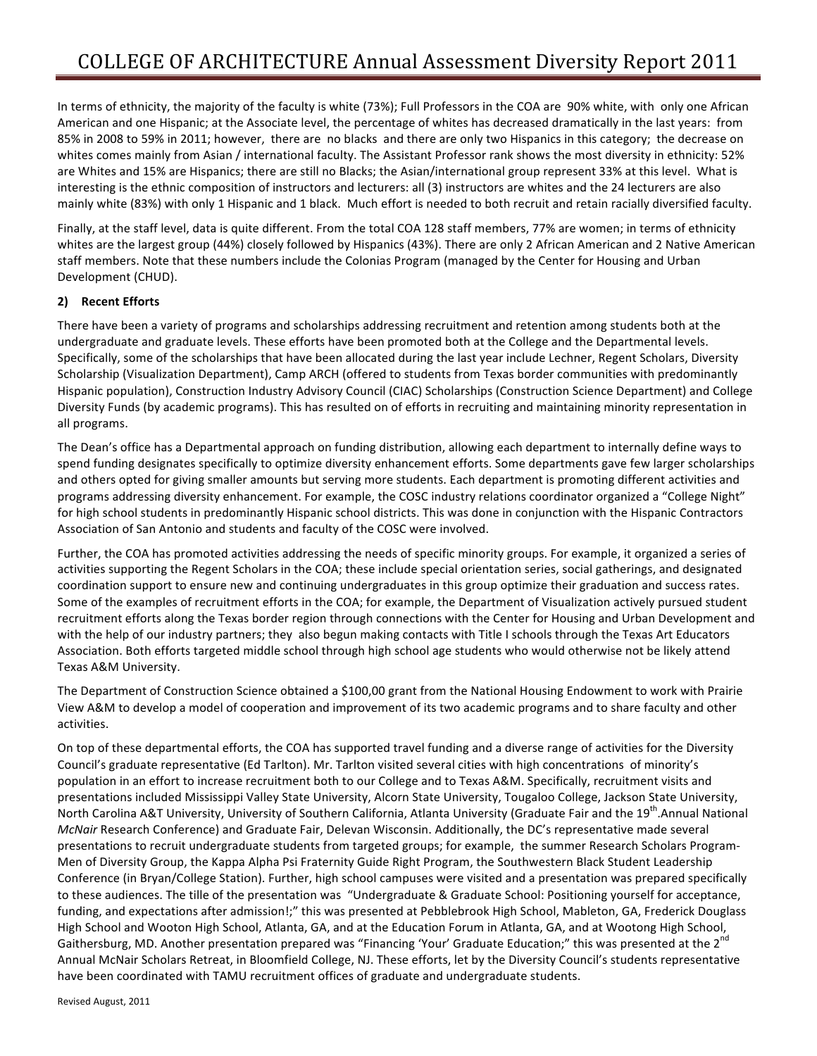In terms of ethnicity, the majority of the faculty is white (73%); Full Professors in the COA are 90% white, with only one African American and one Hispanic; at the Associate level, the percentage of whites has decreased dramatically in the last years: from 85% in 2008 to 59% in 2011; however, there are no blacks and there are only two Hispanics in this category; the decrease on whites comes mainly from Asian / international faculty. The Assistant Professor rank shows the most diversity in ethnicity: 52% are Whites and 15% are Hispanics; there are still no Blacks; the Asian/international group represent 33% at this level. What is interesting is the ethnic composition of instructors and lecturers: all (3) instructors are whites and the 24 lecturers are also mainly white (83%) with only 1 Hispanic and 1 black. Much effort is needed to both recruit and retain racially diversified faculty.

Finally, at the staff level, data is quite different. From the total COA 128 staff members, 77% are women; in terms of ethnicity whites are the largest group (44%) closely followed by Hispanics (43%). There are only 2 African American and 2 Native American staff members. Note that these numbers include the Colonias Program (managed by the Center for Housing and Urban Development (CHUD).

**2) Recent Efforts**

There have been a variety of programs and scholarships addressing recruitment and retention among students both at the undergraduate and graduate levels. These efforts have been promoted both at the College and the Departmental levels. Specifically, some of the scholarships that have been allocated during the last year include Lechner, Regent Scholars, Diversity Scholarship (Visualization Department), Camp ARCH (offered to students from Texas border communities with predominantly Hispanic population), Construction Industry Advisory Council (CIAC) Scholarships (Construction Science Department) and College Diversity Funds (by academic programs). This has resulted on of efforts in recruiting and maintaining minority representation in all programs.

The Dean's office has a Departmental approach on funding distribution, allowing each department to internally define ways to spend funding designates specifically to optimize diversity enhancement efforts. Some departments gave few larger scholarships and others opted for giving smaller amounts but serving more students. Each department is promoting different activities and programs addressing diversity enhancement. For example, the COSC industry relations coordinator organized a "College Night" for high school students in predominantly Hispanic school districts. This was done in conjunction with the Hispanic Contractors Association of San Antonio and students and faculty of the COSC were involved.

Further, the COA has promoted activities addressing the needs of specific minority groups. For example, it organized a series of activities supporting the Regent Scholars in the COA; these include special orientation series, social gatherings, and designated coordination support to ensure new and continuing undergraduates in this group optimize their graduation and success rates. Some of the examples of recruitment efforts in the COA; for example, the Department of Visualization actively pursued student recruitment efforts along the Texas border region through connections with the Center for Housing and Urban Development and with the help of our industry partners; they also begun making contacts with Title I schools through the Texas Art Educators Association. Both efforts targeted middle school through high school age students who would otherwise not be likely attend Texas A&M University.

The Department of Construction Science obtained a $100,00 grant from the National Housing Endowment to work with Prairie View A&M to develop a model of cooperation and improvement of its two academic programs and to share faculty and other activities.

On top of these departmental efforts, the COA has supported travel funding and a diverse range of activities for the Diversity Council's graduate representative (Ed Tarlton). Mr. Tarlton visited several cities with high concentrations of minority's population in an effort to increase recruitment both to our College and to Texas A&M. Specifically, recruitment visits and presentations included Mississippi Valley State University, Alcorn State University, Tougaloo College, Jackson State University, North Carolina A&T University, University of Southern California, Atlanta University (Graduate Fair and the 19th.Annual National *McNair* Research Conference) and Graduate Fair, Delevan Wisconsin. Additionally, the DC's representative made several presentations to recruit undergraduate students from targeted groups; for example, the summer Research Scholars Program-Men of Diversity Group, the Kappa Alpha Psi Fraternity Guide Right Program, the Southwestern Black Student Leadership Conference (in Bryan/College Station). Further, high school campuses were visited and a presentation was prepared specifically to these audiences. The tille of the presentation was "Undergraduate & Graduate School: Positioning yourself for acceptance, funding, and expectations after admission!;" this was presented at Pebblebrook High School, Mableton, GA, Frederick Douglass High School and Wooton High School, Atlanta, GA, and at the Education Forum in Atlanta, GA, and at Wootong High School, Gaithersburg, MD. Another presentation prepared was "Financing 'Your' Graduate Education;" this was presented at the 2nd Annual McNair Scholars Retreat, in Bloomfield College, NJ. These efforts, let by the Diversity Council's students representative have been coordinated with TAMU recruitment offices of graduate and undergraduate students.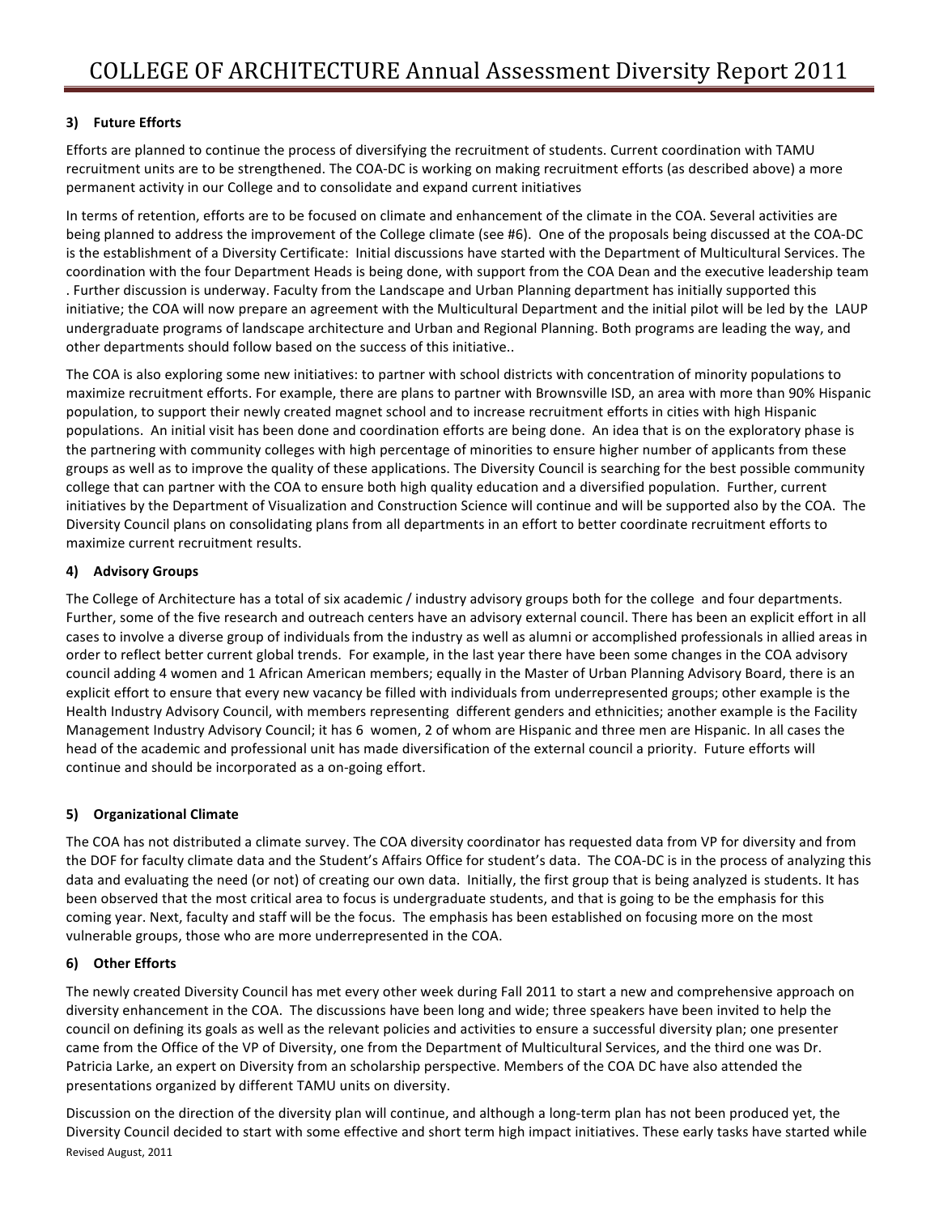### 3) Future Efforts

Efforts are planned to continue the process of diversifying the recruitment of students. Current coordination with TAMU recruitment units are to be strengthened. The COA-DC is working on making recruitment efforts (as described above) a more permanent activity in our College and to consolidate and expand current initiatives

In terms of retention, efforts are to be focused on climate and enhancement of the climate in the COA. Several activities are being planned to address the improvement of the College climate (see #6). One of the proposals being discussed at the COA-DC is the establishment of a Diversity Certificate: Initial discussions have started with the Department of Multicultural Services. The coordination with the four Department Heads is being done, with support from the COA Dean and the executive leadership team . Further discussion is underway. Faculty from the Landscape and Urban Planning department has initially supported this initiative; the COA will now prepare an agreement with the Multicultural Department and the initial pilot will be led by the LAUP undergraduate programs of landscape architecture and Urban and Regional Planning. Both programs are leading the way, and other departments should follow based on the success of this initiative..

The COA is also exploring some new initiatives: to partner with school districts with concentration of minority populations to maximize recruitment efforts. For example, there are plans to partner with Brownsville ISD, an area with more than 90% Hispanic population, to support their newly created magnet school and to increase recruitment efforts in cities with high Hispanic populations. An initial visit has been done and coordination efforts are being done. An idea that is on the exploratory phase is the partnering with community colleges with high percentage of minorities to ensure higher number of applicants from these groups as well as to improve the quality of these applications. The Diversity Council is searching for the best possible community college that can partner with the COA to ensure both high quality education and a diversified population. Further, current initiatives by the Department of Visualization and Construction Science will continue and will be supported also by the COA. The Diversity Council plans on consolidating plans from all departments in an effort to better coordinate recruitment efforts to maximize current recruitment results.

### 4) Advisory Groups

The College of Architecture has a total of six academic / industry advisory groups both for the college and four departments. Further, some of the five research and outreach centers have an advisory external council. There has been an explicit effort in all cases to involve a diverse group of individuals from the industry as well as alumni or accomplished professionals in allied areas in order to reflect better current global trends. For example, in the last year there have been some changes in the COA advisory council adding 4 women and 1 African American members; equally in the Master of Urban Planning Advisory Board, there is an explicit effort to ensure that every new vacancy be filled with individuals from underrepresented groups; other example is the Health Industry Advisory Council, with members representing different genders and ethnicities; another example is the Facility Management Industry Advisory Council; it has 6 women, 2 of whom are Hispanic and three men are Hispanic. In all cases the head of the academic and professional unit has made diversification of the external council a priority. Future efforts will continue and should be incorporated as a on-going effort.

### 5) Organizational Climate

The COA has not distributed a climate survey. The COA diversity coordinator has requested data from VP for diversity and from the DOF for faculty climate data and the Student's Affairs Office for student's data. The COA-DC is in the process of analyzing this data and evaluating the need (or not) of creating our own data. Initially, the first group that is being analyzed is students. It has been observed that the most critical area to focus is undergraduate students, and that is going to be the emphasis for this coming year. Next, faculty and staff will be the focus. The emphasis has been established on focusing more on the most vulnerable groups, those who are more underrepresented in the COA.

### 6) Other Efforts

The newly created Diversity Council has met every other week during Fall 2011 to start a new and comprehensive approach on diversity enhancement in the COA. The discussions have been long and wide; three speakers have been invited to help the council on defining its goals as well as the relevant policies and activities to ensure a successful diversity plan; one presenter came from the Office of the VP of Diversity, one from the Department of Multicultural Services, and the third one was Dr. Patricia Larke, an expert on Diversity from an scholarship perspective. Members of the COA DC have also attended the presentations organized by different TAMU units on diversity.

Discussion on the direction of the diversity plan will continue, and although a long-term plan has not been produced yet, the Diversity Council decided to start with some effective and short term high impact initiatives. These early tasks have started while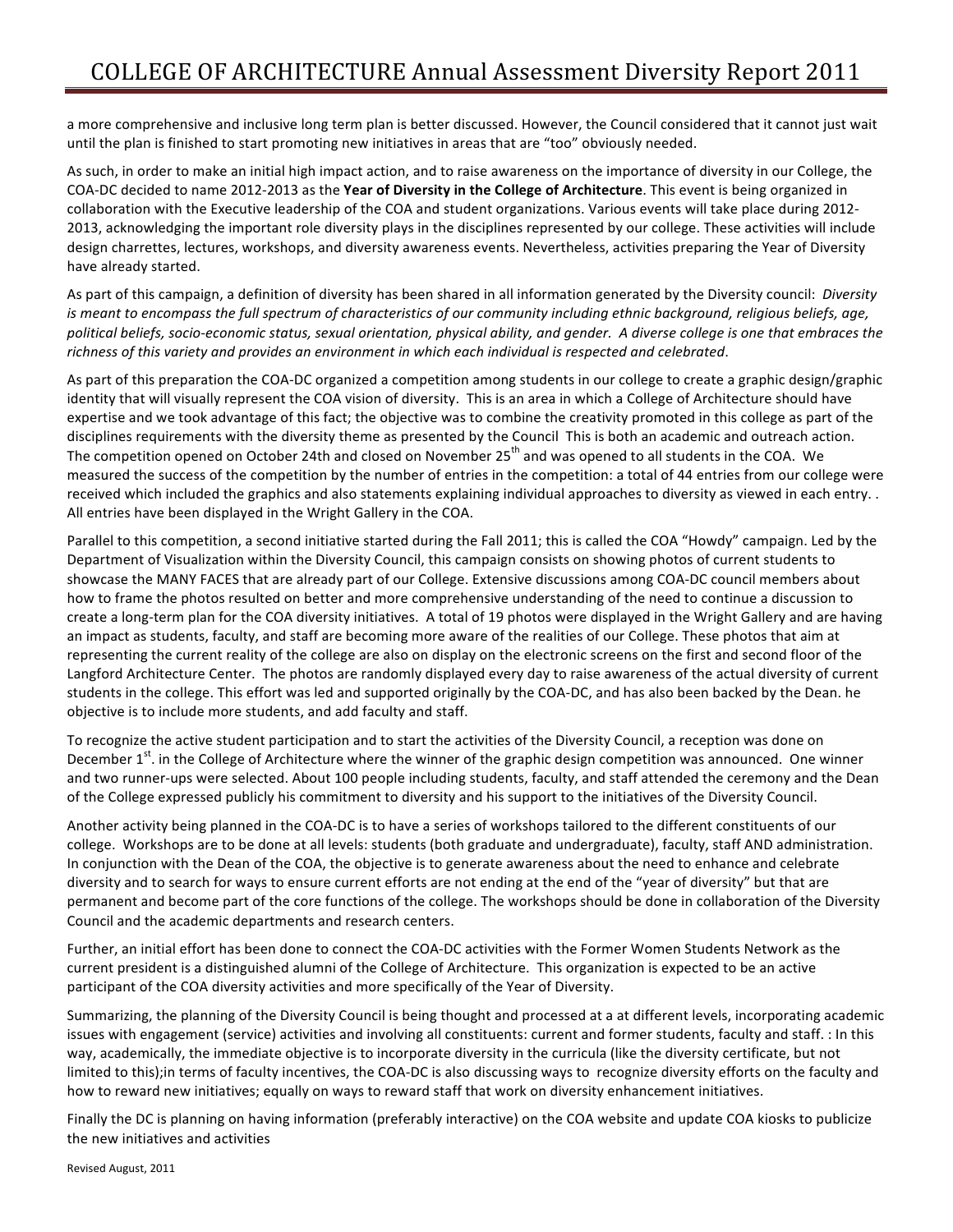a more comprehensive and inclusive long term plan is better discussed. However, the Council considered that it cannot just wait until the plan is finished to start promoting new initiatives in areas that are "too" obviously needed.

As such, in order to make an initial high impact action, and to raise awareness on the importance of diversity in our College, the COA-DC decided to name 2012-2013 as the **Year of Diversity in the College of Architecture**. This event is being organized in collaboration with the Executive leadership of the COA and student organizations. Various events will take place during 2012-2013, acknowledging the important role diversity plays in the disciplines represented by our college. These activities will include design charrettes, lectures, workshops, and diversity awareness events. Nevertheless, activities preparing the Year of Diversity have already started.

As part of this campaign, a definition of diversity has been shared in all information generated by the Diversity council: *Diversity is meant to encompass the full spectrum of characteristics of our community including ethnic background, religious beliefs, age, political beliefs, socio-economic status, sexual orientation, physical ability, and gender. A diverse college is one that embraces the richness of this variety and provides an environment in which each individual is respected and celebrated*.

As part of this preparation the COA-DC organized a competition among students in our college to create a graphic design/graphic identity that will visually represent the COA vision of diversity. This is an area in which a College of Architecture should have expertise and we took advantage of this fact; the objective was to combine the creativity promoted in this college as part of the disciplines requirements with the diversity theme as presented by the Council This is both an academic and outreach action. The competition opened on October 24th and closed on November 25th and was opened to all students in the COA. We measured the success of the competition by the number of entries in the competition: a total of 44 entries from our college were received which included the graphics and also statements explaining individual approaches to diversity as viewed in each entry. . All entries have been displayed in the Wright Gallery in the COA.

Parallel to this competition, a second initiative started during the Fall 2011; this is called the COA "Howdy" campaign. Led by the Department of Visualization within the Diversity Council, this campaign consists on showing photos of current students to showcase the MANY FACES that are already part of our College. Extensive discussions among COA-DC council members about how to frame the photos resulted on better and more comprehensive understanding of the need to continue a discussion to create a long-term plan for the COA diversity initiatives. A total of 19 photos were displayed in the Wright Gallery and are having an impact as students, faculty, and staff are becoming more aware of the realities of our College. These photos that aim at representing the current reality of the college are also on display on the electronic screens on the first and second floor of the Langford Architecture Center. The photos are randomly displayed every day to raise awareness of the actual diversity of current students in the college. This effort was led and supported originally by the COA-DC, and has also been backed by the Dean. he objective is to include more students, and add faculty and staff.

To recognize the active student participation and to start the activities of the Diversity Council, a reception was done on December 1st. in the College of Architecture where the winner of the graphic design competition was announced. One winner and two runner-ups were selected. About 100 people including students, faculty, and staff attended the ceremony and the Dean of the College expressed publicly his commitment to diversity and his support to the initiatives of the Diversity Council.

Another activity being planned in the COA-DC is to have a series of workshops tailored to the different constituents of our college. Workshops are to be done at all levels: students (both graduate and undergraduate), faculty, staff AND administration. In conjunction with the Dean of the COA, the objective is to generate awareness about the need to enhance and celebrate diversity and to search for ways to ensure current efforts are not ending at the end of the "year of diversity" but that are permanent and become part of the core functions of the college. The workshops should be done in collaboration of the Diversity Council and the academic departments and research centers.

Further, an initial effort has been done to connect the COA-DC activities with the Former Women Students Network as the current president is a distinguished alumni of the College of Architecture. This organization is expected to be an active participant of the COA diversity activities and more specifically of the Year of Diversity.

Summarizing, the planning of the Diversity Council is being thought and processed at a at different levels, incorporating academic issues with engagement (service) activities and involving all constituents: current and former students, faculty and staff. : In this way, academically, the immediate objective is to incorporate diversity in the curricula (like the diversity certificate, but not limited to this);in terms of faculty incentives, the COA-DC is also discussing ways to recognize diversity efforts on the faculty and how to reward new initiatives; equally on ways to reward staff that work on diversity enhancement initiatives.

Finally the DC is planning on having information (preferably interactive) on the COA website and update COA kiosks to publicize the new initiatives and activities